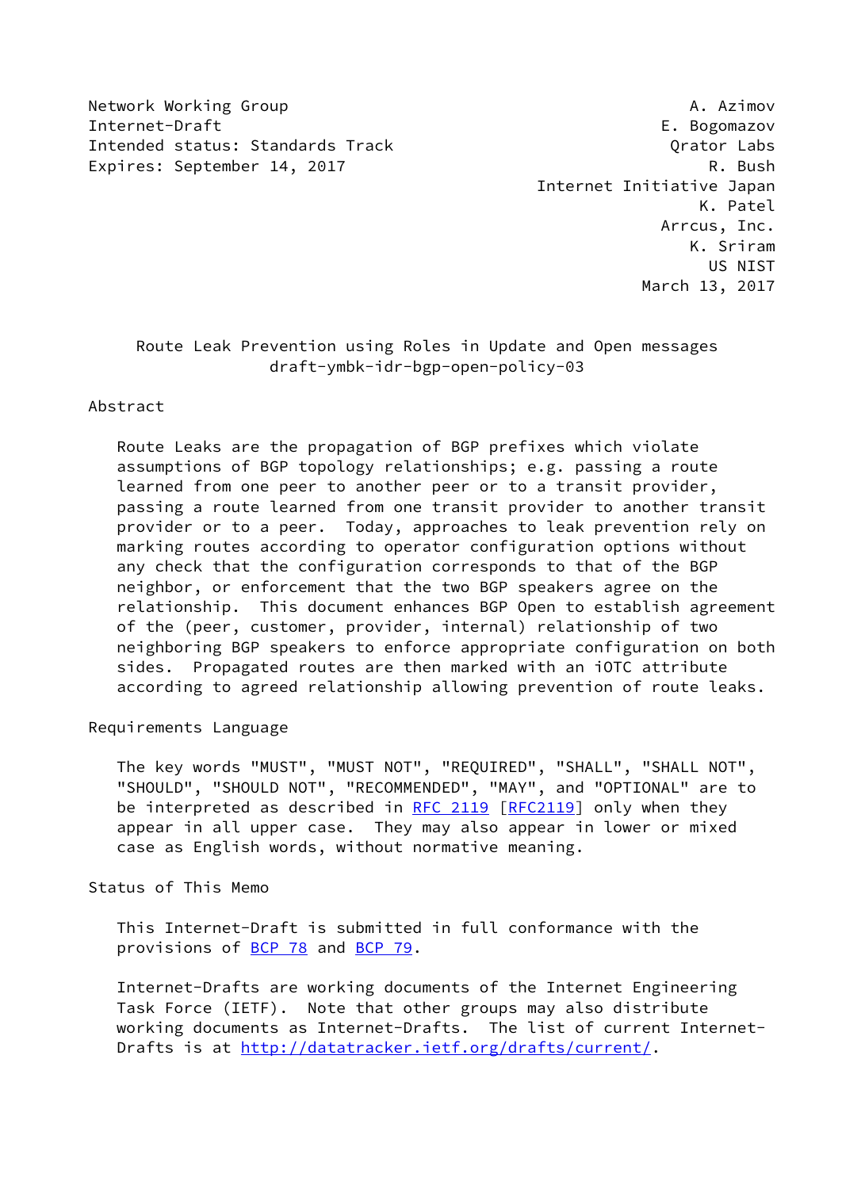Network Working Group                                          A. Azimov
Internet-Draft                                             E. Bogomazov
Intended status: Standards Track                             Qrator Labs
Expires: September 14, 2017                                      R. Bush
                                               Internet Initiative Japan
                                                                K. Patel
                                                            Arrcus, Inc.
                                                               K. Sriram
                                                                 US NIST
                                                          March 13, 2017

# Route Leak Prevention using Roles in Update and Open messages

draft-ymbk-idr-bgp-open-policy-03

## Abstract

Route Leaks are the propagation of BGP prefixes which violate assumptions of BGP topology relationships; e.g. passing a route learned from one peer to another peer or to a transit provider, passing a route learned from one transit provider to another transit provider or to a peer. Today, approaches to leak prevention rely on marking routes according to operator configuration options without any check that the configuration corresponds to that of the BGP neighbor, or enforcement that the two BGP speakers agree on the relationship. This document enhances BGP Open to establish agreement of the (peer, customer, provider, internal) relationship of two neighboring BGP speakers to enforce appropriate configuration on both sides. Propagated routes are then marked with an iOTC attribute according to agreed relationship allowing prevention of route leaks.

## Requirements Language

The key words "MUST", "MUST NOT", "REQUIRED", "SHALL", "SHALL NOT", "SHOULD", "SHOULD NOT", "RECOMMENDED", "MAY", and "OPTIONAL" are to be interpreted as described in RFC 2119 [RFC2119] only when they appear in all upper case. They may also appear in lower or mixed case as English words, without normative meaning.

## Status of This Memo

This Internet-Draft is submitted in full conformance with the provisions of BCP 78 and BCP 79.

Internet-Drafts are working documents of the Internet Engineering Task Force (IETF). Note that other groups may also distribute working documents as Internet-Drafts. The list of current Internet-Drafts is at http://datatracker.ietf.org/drafts/current/.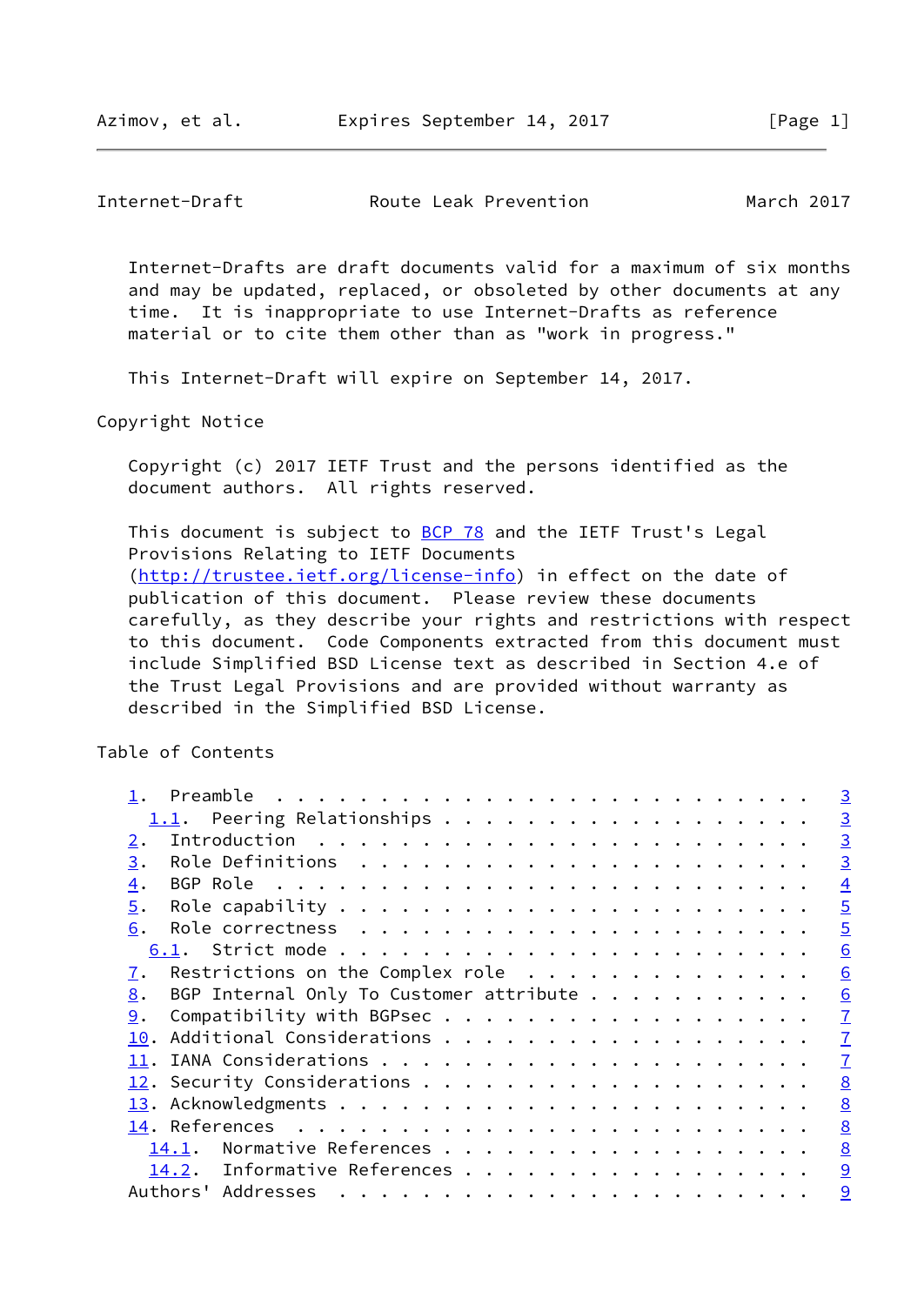Internet-Drafts are draft documents valid for a maximum of six months and may be updated, replaced, or obsoleted by other documents at any time. It is inappropriate to use Internet-Drafts as reference material or to cite them other than as "work in progress."

This Internet-Draft will expire on September 14, 2017.

## Copyright Notice

Copyright (c) 2017 IETF Trust and the persons identified as the document authors. All rights reserved.

This document is subject to BCP 78 and the IETF Trust's Legal Provisions Relating to IETF Documents (http://trustee.ietf.org/license-info) in effect on the date of publication of this document. Please review these documents carefully, as they describe your rights and restrictions with respect to this document. Code Components extracted from this document must include Simplified BSD License text as described in Section 4.e of the Trust Legal Provisions and are provided without warranty as described in the Simplified BSD License.

## Table of Contents

```
   1.  Preamble . . . . . . . . . . . . . . . . . . . . . . . . . .   3
     1.1.  Peering Relationships . . . . . . . . . . . . . . . . . .   3
   2.  Introduction . . . . . . . . . . . . . . . . . . . . . . . .   3
   3.  Role Definitions . . . . . . . . . . . . . . . . . . . . . .   3
   4.  BGP Role . . . . . . . . . . . . . . . . . . . . . . . . . .   4
   5.  Role capability . . . . . . . . . . . . . . . . . . . . . . .   5
   6.  Role correctness . . . . . . . . . . . . . . . . . . . . . .   5
     6.1.  Strict mode . . . . . . . . . . . . . . . . . . . . . . .   6
   7.  Restrictions on the Complex role . . . . . . . . . . . . . .   6
   8.  BGP Internal Only To Customer attribute . . . . . . . . . . .   6
   9.  Compatibility with BGPsec . . . . . . . . . . . . . . . . . .   7
   10. Additional Considerations . . . . . . . . . . . . . . . . . .   7
   11. IANA Considerations . . . . . . . . . . . . . . . . . . . . .   7
   12. Security Considerations . . . . . . . . . . . . . . . . . . .   8
   13. Acknowledgments . . . . . . . . . . . . . . . . . . . . . . .   8
   14. References . . . . . . . . . . . . . . . . . . . . . . . . .   8
     14.1.  Normative References . . . . . . . . . . . . . . . . . .   8
     14.2.  Informative References . . . . . . . . . . . . . . . . .   9
   Authors' Addresses . . . . . . . . . . . . . . . . . . . . . . .   9
```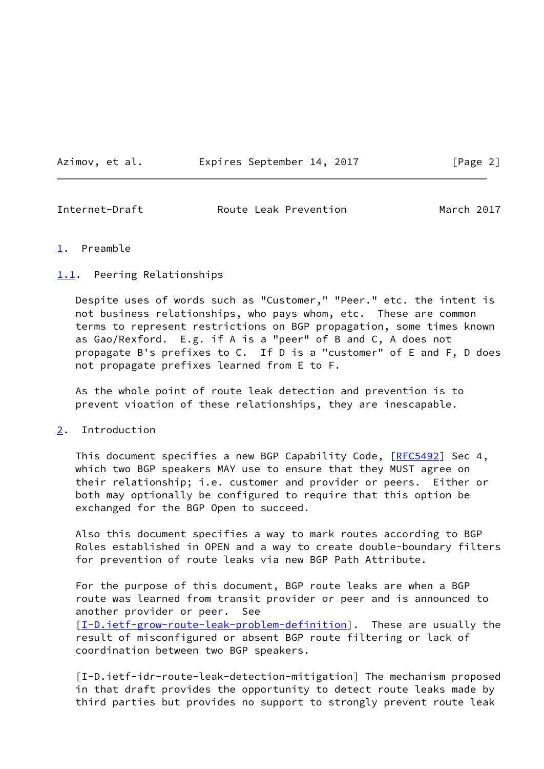# 1. Preamble

## 1.1. Peering Relationships

Despite uses of words such as "Customer," "Peer." etc. the intent is not business relationships, who pays whom, etc. These are common terms to represent restrictions on BGP propagation, some times known as Gao/Rexford. E.g. if A is a "peer" of B and C, A does not propagate B's prefixes to C. If D is a "customer" of E and F, D does not propagate prefixes learned from E to F.

As the whole point of route leak detection and prevention is to prevent vioation of these relationships, they are inescapable.

# 2. Introduction

This document specifies a new BGP Capability Code, [RFC5492] Sec 4, which two BGP speakers MAY use to ensure that they MUST agree on their relationship; i.e. customer and provider or peers. Either or both may optionally be configured to require that this option be exchanged for the BGP Open to succeed.

Also this document specifies a way to mark routes according to BGP Roles established in OPEN and a way to create double-boundary filters for prevention of route leaks via new BGP Path Attribute.

For the purpose of this document, BGP route leaks are when a BGP route was learned from transit provider or peer and is announced to another provider or peer. See [I-D.ietf-grow-route-leak-problem-definition]. These are usually the result of misconfigured or absent BGP route filtering or lack of coordination between two BGP speakers.

[I-D.ietf-idr-route-leak-detection-mitigation] The mechanism proposed in that draft provides the opportunity to detect route leaks made by third parties but provides no support to strongly prevent route leak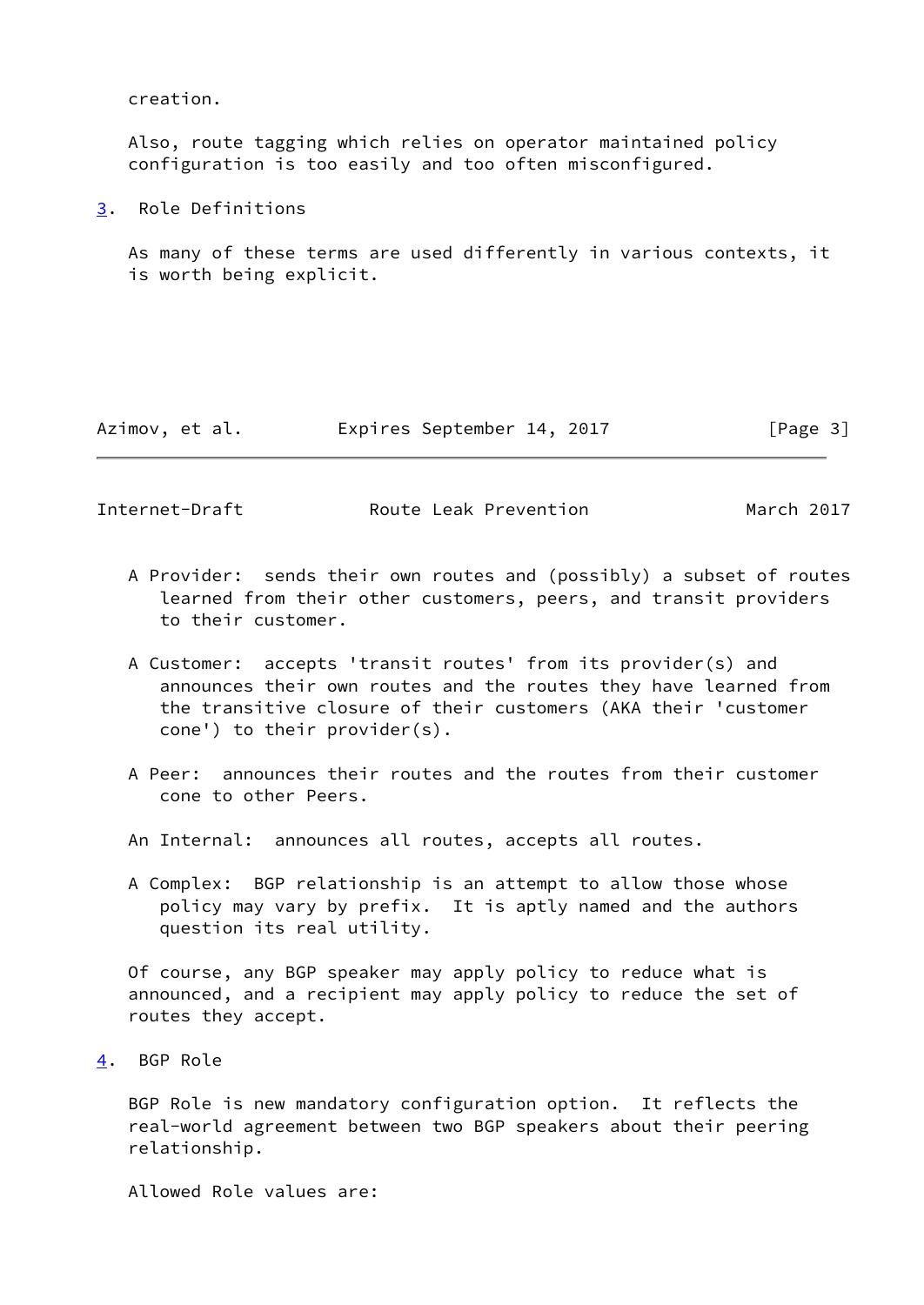creation.

Also, route tagging which relies on operator maintained policy configuration is too easily and too often misconfigured.

## 3. Role Definitions

As many of these terms are used differently in various contexts, it is worth being explicit.

A Provider: sends their own routes and (possibly) a subset of routes learned from their other customers, peers, and transit providers to their customer.

A Customer: accepts 'transit routes' from its provider(s) and announces their own routes and the routes they have learned from the transitive closure of their customers (AKA their 'customer cone') to their provider(s).

A Peer: announces their routes and the routes from their customer cone to other Peers.

An Internal: announces all routes, accepts all routes.

A Complex: BGP relationship is an attempt to allow those whose policy may vary by prefix. It is aptly named and the authors question its real utility.

Of course, any BGP speaker may apply policy to reduce what is announced, and a recipient may apply policy to reduce the set of routes they accept.

## 4. BGP Role

BGP Role is new mandatory configuration option. It reflects the real-world agreement between two BGP speakers about their peering relationship.

Allowed Role values are: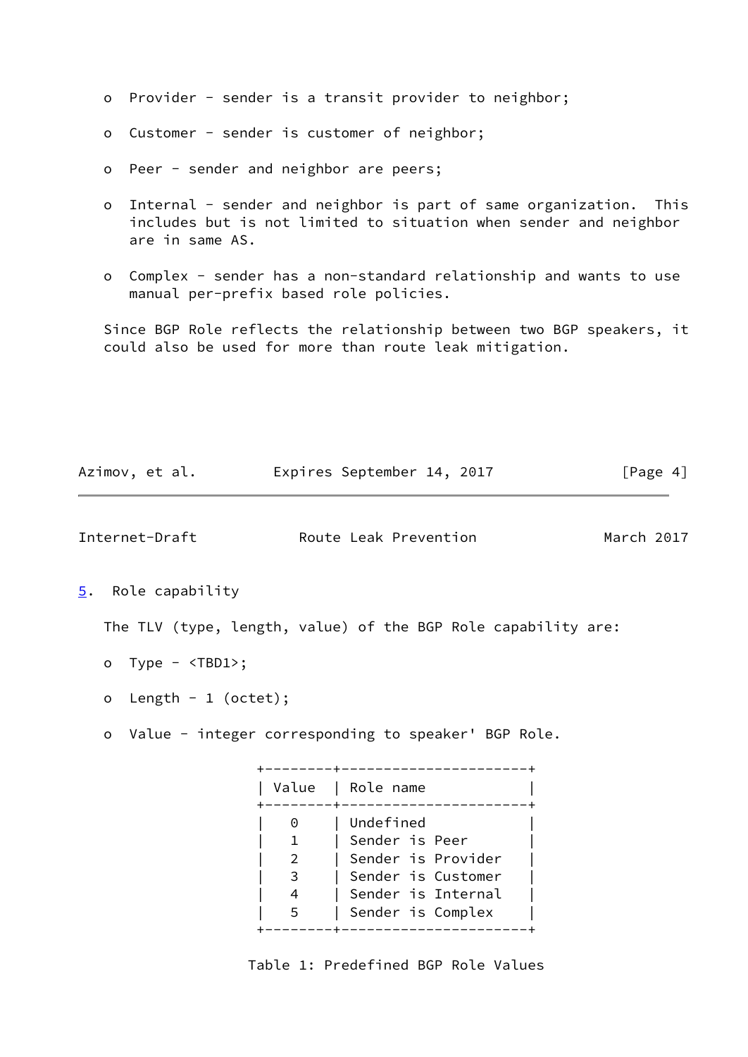- Provider - sender is a transit provider to neighbor;

- Customer - sender is customer of neighbor;

- Peer - sender and neighbor are peers;

- Internal - sender and neighbor is part of same organization. This includes but is not limited to situation when sender and neighbor are in same AS.

- Complex - sender has a non-standard relationship and wants to use manual per-prefix based role policies.

Since BGP Role reflects the relationship between two BGP speakers, it could also be used for more than route leak mitigation.

## 5. Role capability

The TLV (type, length, value) of the BGP Role capability are:

- Type - <TBD1>;

- Length - 1 (octet);

- Value - integer corresponding to speaker' BGP Role.

| Value | Role name |
| --- | --- |
| 0 | Undefined |
| 1 | Sender is Peer |
| 2 | Sender is Provider |
| 3 | Sender is Customer |
| 4 | Sender is Internal |
| 5 | Sender is Complex |

Table 1: Predefined BGP Role Values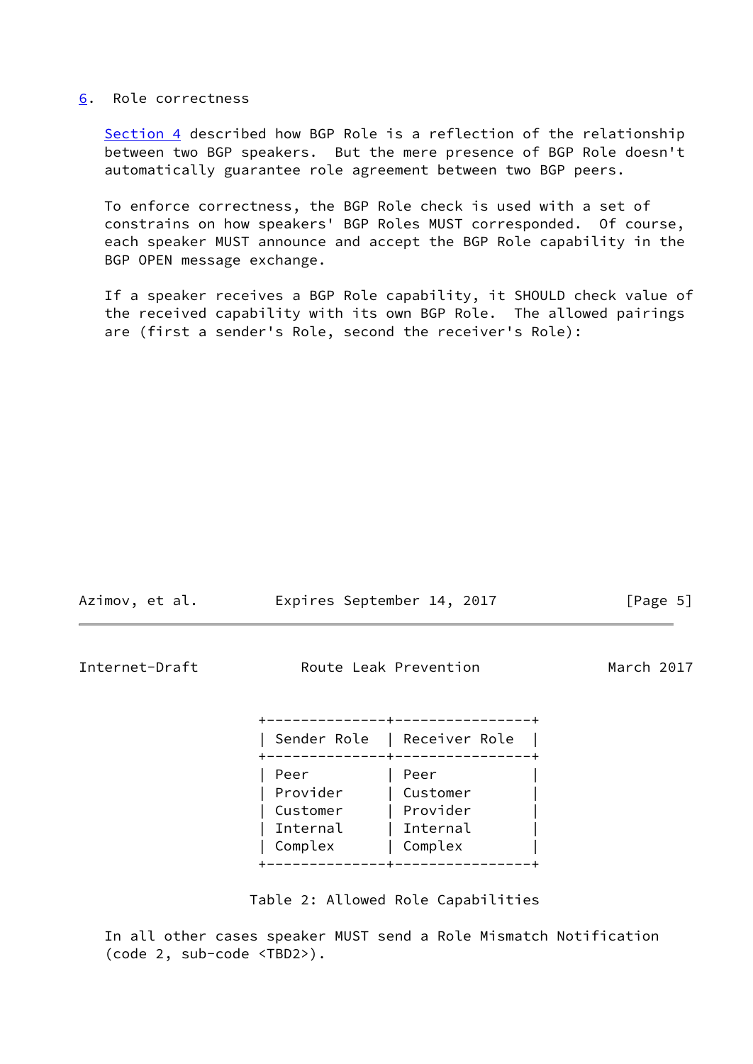## 6. Role correctness

Section 4 described how BGP Role is a reflection of the relationship between two BGP speakers. But the mere presence of BGP Role doesn't automatically guarantee role agreement between two BGP peers.

To enforce correctness, the BGP Role check is used with a set of constrains on how speakers' BGP Roles MUST corresponded. Of course, each speaker MUST announce and accept the BGP Role capability in the BGP OPEN message exchange.

If a speaker receives a BGP Role capability, it SHOULD check value of the received capability with its own BGP Role. The allowed pairings are (first a sender's Role, second the receiver's Role):

| Sender Role | Receiver Role |
|---|---|
| Peer | Peer |
| Provider | Customer |
| Customer | Provider |
| Internal | Internal |
| Complex | Complex |

Table 2: Allowed Role Capabilities

In all other cases speaker MUST send a Role Mismatch Notification (code 2, sub-code <TBD2>).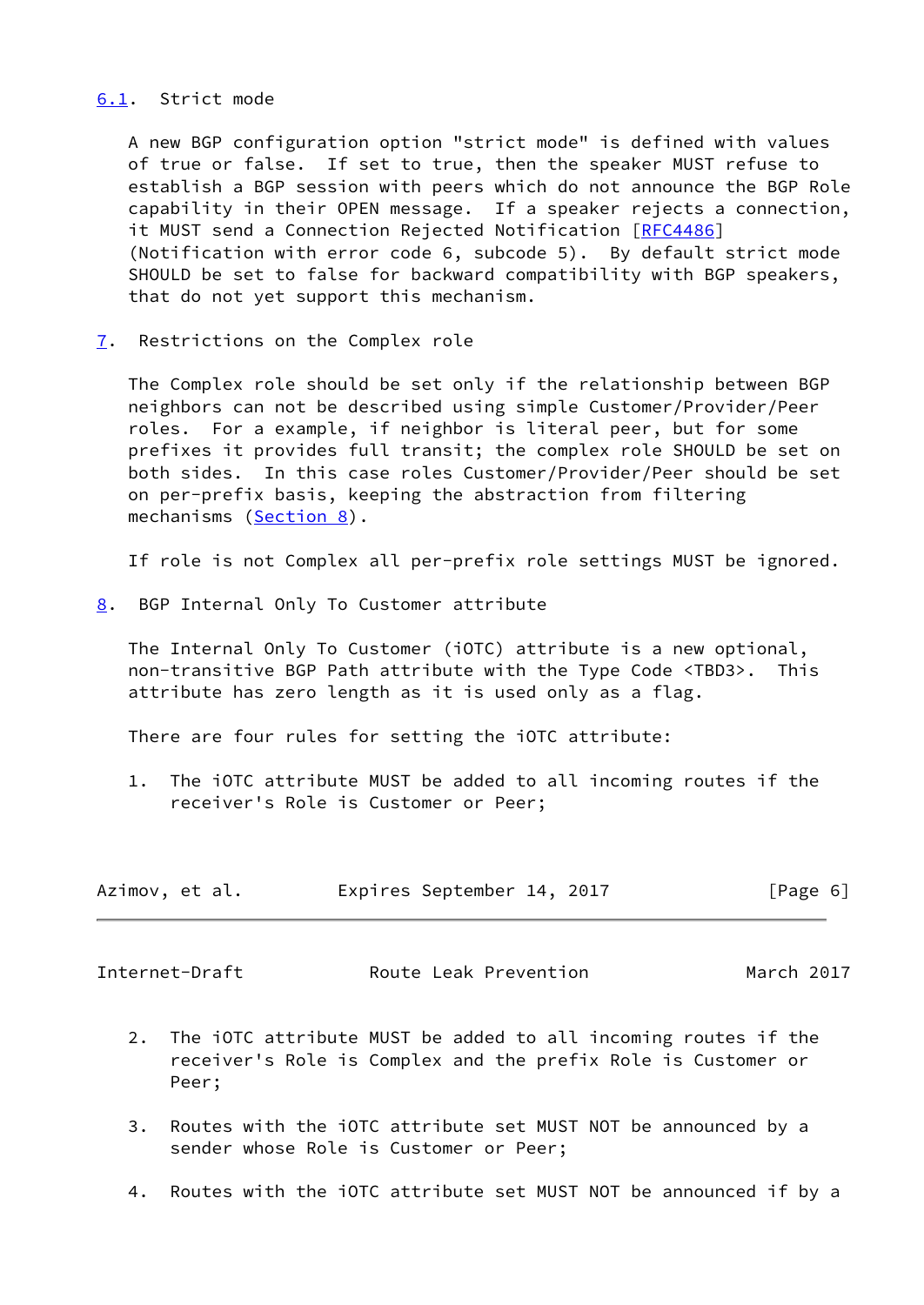## 6.1. Strict mode

A new BGP configuration option "strict mode" is defined with values of true or false. If set to true, then the speaker MUST refuse to establish a BGP session with peers which do not announce the BGP Role capability in their OPEN message. If a speaker rejects a connection, it MUST send a Connection Rejected Notification [RFC4486] (Notification with error code 6, subcode 5). By default strict mode SHOULD be set to false for backward compatibility with BGP speakers, that do not yet support this mechanism.

# 7. Restrictions on the Complex role

The Complex role should be set only if the relationship between BGP neighbors can not be described using simple Customer/Provider/Peer roles. For a example, if neighbor is literal peer, but for some prefixes it provides full transit; the complex role SHOULD be set on both sides. In this case roles Customer/Provider/Peer should be set on per-prefix basis, keeping the abstraction from filtering mechanisms (Section 8).

If role is not Complex all per-prefix role settings MUST be ignored.

# 8. BGP Internal Only To Customer attribute

The Internal Only To Customer (iOTC) attribute is a new optional, non-transitive BGP Path attribute with the Type Code <TBD3>. This attribute has zero length as it is used only as a flag.

There are four rules for setting the iOTC attribute:

1. The iOTC attribute MUST be added to all incoming routes if the receiver's Role is Customer or Peer;

2. The iOTC attribute MUST be added to all incoming routes if the receiver's Role is Complex and the prefix Role is Customer or Peer;

3. Routes with the iOTC attribute set MUST NOT be announced by a sender whose Role is Customer or Peer;

4. Routes with the iOTC attribute set MUST NOT be announced if by a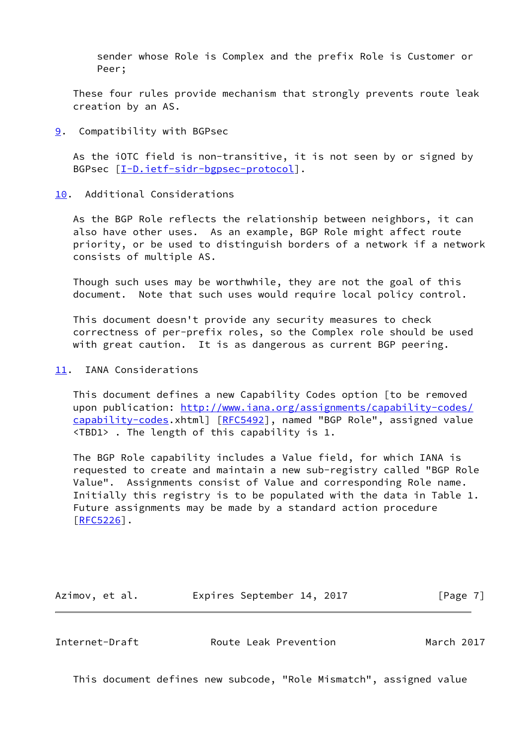sender whose Role is Complex and the prefix Role is Customer or Peer;

These four rules provide mechanism that strongly prevents route leak creation by an AS.

## 9. Compatibility with BGPsec

As the iOTC field is non-transitive, it is not seen by or signed by BGPsec [I-D.ietf-sidr-bgpsec-protocol].

## 10. Additional Considerations

As the BGP Role reflects the relationship between neighbors, it can also have other uses. As an example, BGP Role might affect route priority, or be used to distinguish borders of a network if a network consists of multiple AS.

Though such uses may be worthwhile, they are not the goal of this document. Note that such uses would require local policy control.

This document doesn't provide any security measures to check correctness of per-prefix roles, so the Complex role should be used with great caution. It is as dangerous as current BGP peering.

## 11. IANA Considerations

This document defines a new Capability Codes option [to be removed upon publication: http://www.iana.org/assignments/capability-codes/capability-codes.xhtml] [RFC5492], named "BGP Role", assigned value <TBD1> . The length of this capability is 1.

The BGP Role capability includes a Value field, for which IANA is requested to create and maintain a new sub-registry called "BGP Role Value". Assignments consist of Value and corresponding Role name. Initially this registry is to be populated with the data in Table 1. Future assignments may be made by a standard action procedure [RFC5226].

This document defines new subcode, "Role Mismatch", assigned value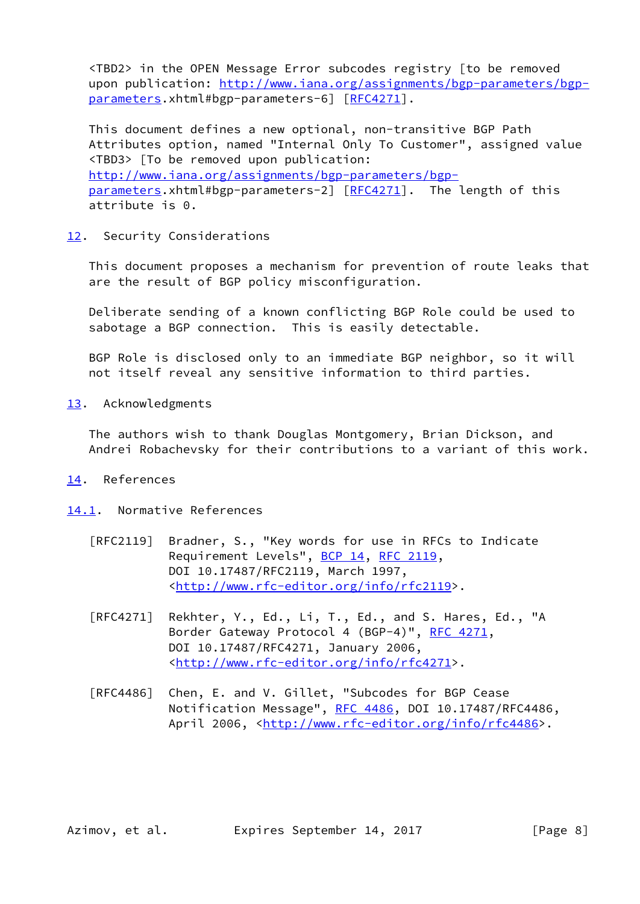<TBD2> in the OPEN Message Error subcodes registry [to be removed upon publication: http://www.iana.org/assignments/bgp-parameters/bgp-parameters.xhtml#bgp-parameters-6] [RFC4271].

This document defines a new optional, non-transitive BGP Path Attributes option, named "Internal Only To Customer", assigned value <TBD3> [To be removed upon publication: http://www.iana.org/assignments/bgp-parameters/bgp-parameters.xhtml#bgp-parameters-2] [RFC4271]. The length of this attribute is 0.

## 12. Security Considerations

This document proposes a mechanism for prevention of route leaks that are the result of BGP policy misconfiguration.

Deliberate sending of a known conflicting BGP Role could be used to sabotage a BGP connection. This is easily detectable.

BGP Role is disclosed only to an immediate BGP neighbor, so it will not itself reveal any sensitive information to third parties.

## 13. Acknowledgments

The authors wish to thank Douglas Montgomery, Brian Dickson, and Andrei Robachevsky for their contributions to a variant of this work.

## 14. References

### 14.1. Normative References

[RFC2119] Bradner, S., "Key words for use in RFCs to Indicate Requirement Levels", BCP 14, RFC 2119, DOI 10.17487/RFC2119, March 1997, <http://www.rfc-editor.org/info/rfc2119>.

[RFC4271] Rekhter, Y., Ed., Li, T., Ed., and S. Hares, Ed., "A Border Gateway Protocol 4 (BGP-4)", RFC 4271, DOI 10.17487/RFC4271, January 2006, <http://www.rfc-editor.org/info/rfc4271>.

[RFC4486] Chen, E. and V. Gillet, "Subcodes for BGP Cease Notification Message", RFC 4486, DOI 10.17487/RFC4486, April 2006, <http://www.rfc-editor.org/info/rfc4486>.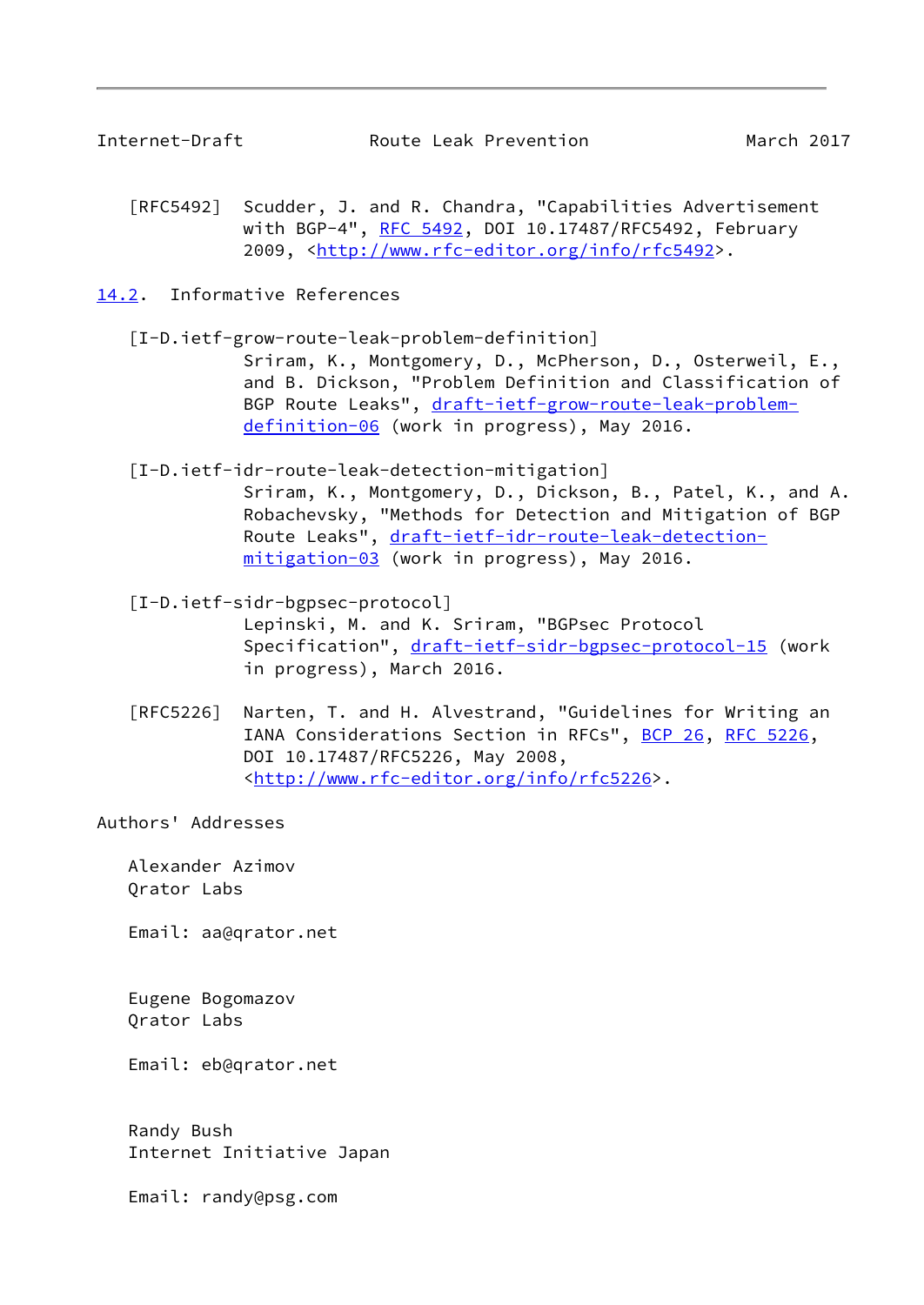[RFC5492] Scudder, J. and R. Chandra, "Capabilities Advertisement with BGP-4", RFC 5492, DOI 10.17487/RFC5492, February 2009, <http://www.rfc-editor.org/info/rfc5492>.

## 14.2. Informative References

[I-D.ietf-grow-route-leak-problem-definition]
Sriram, K., Montgomery, D., McPherson, D., Osterweil, E., and B. Dickson, "Problem Definition and Classification of BGP Route Leaks", draft-ietf-grow-route-leak-problem-definition-06 (work in progress), May 2016.

[I-D.ietf-idr-route-leak-detection-mitigation]
Sriram, K., Montgomery, D., Dickson, B., Patel, K., and A. Robachevsky, "Methods for Detection and Mitigation of BGP Route Leaks", draft-ietf-idr-route-leak-detection-mitigation-03 (work in progress), May 2016.

[I-D.ietf-sidr-bgpsec-protocol]
Lepinski, M. and K. Sriram, "BGPsec Protocol Specification", draft-ietf-sidr-bgpsec-protocol-15 (work in progress), March 2016.

[RFC5226] Narten, T. and H. Alvestrand, "Guidelines for Writing an IANA Considerations Section in RFCs", BCP 26, RFC 5226, DOI 10.17487/RFC5226, May 2008, <http://www.rfc-editor.org/info/rfc5226>.

## Authors' Addresses

Alexander Azimov
Qrator Labs

Email: aa@qrator.net

Eugene Bogomazov
Qrator Labs

Email: eb@qrator.net

Randy Bush
Internet Initiative Japan

Email: randy@psg.com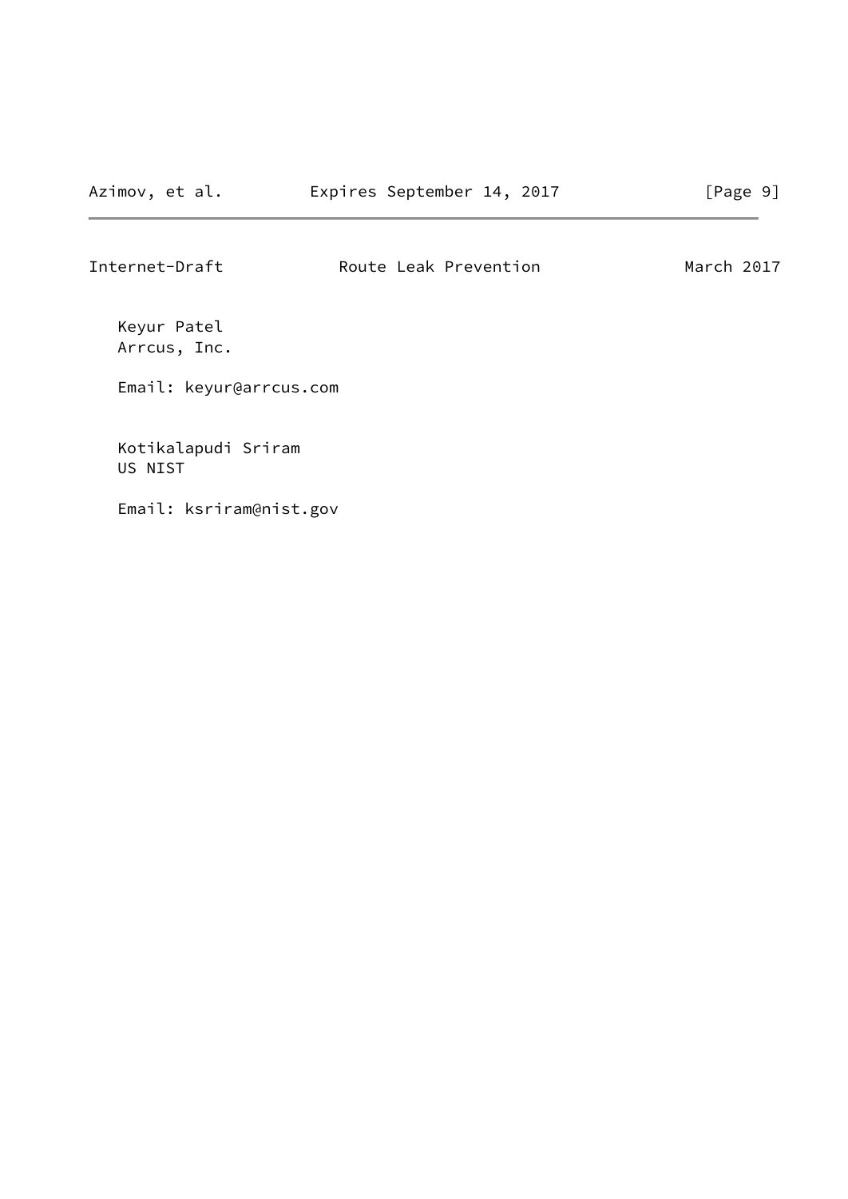Keyur Patel
Arrcus, Inc.

Email: keyur@arrcus.com

Kotikalapudi Sriram
US NIST

Email: ksriram@nist.gov